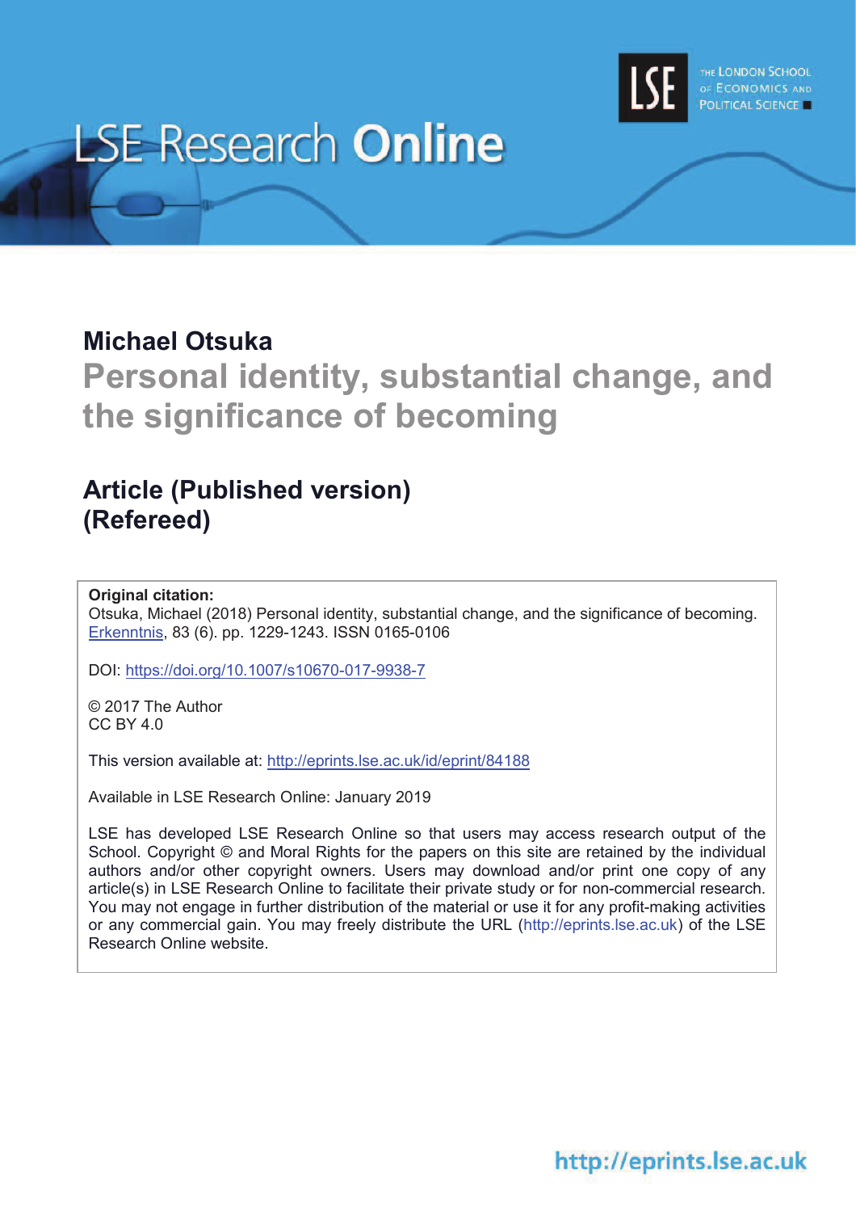LSE Research **Online**

**Michael Otsuka**

# Personal identity, substantial change, and the significance of becoming

## Article (Published version) (Refereed)

**Original citation:**
Otsuka, Michael (2018) Personal identity, substantial change, and the significance of becoming. Erkenntnis, 83 (6). pp. 1229-1243. ISSN 0165-0106

DOI: https://doi.org/10.1007/s10670-017-9938-7

© 2017 The Author
CC BY 4.0

This version available at: http://eprints.lse.ac.uk/id/eprint/84188

Available in LSE Research Online: January 2019

LSE has developed LSE Research Online so that users may access research output of the School. Copyright © and Moral Rights for the papers on this site are retained by the individual authors and/or other copyright owners. Users may download and/or print one copy of any article(s) in LSE Research Online to facilitate their private study or for non-commercial research. You may not engage in further distribution of the material or use it for any profit-making activities or any commercial gain. You may freely distribute the URL (http://eprints.lse.ac.uk) of the LSE Research Online website.

http://eprints.lse.ac.uk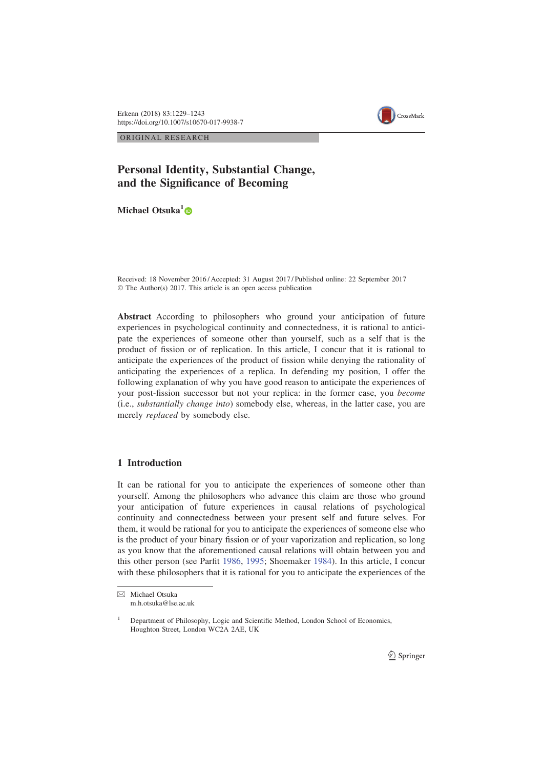# Personal Identity, Substantial Change, and the Significance of Becoming

**Michael Otsuka**[1]

Received: 18 November 2016 / Accepted: 31 August 2017 / Published online: 22 September 2017
© The Author(s) 2017. This article is an open access publication

**Abstract** According to philosophers who ground your anticipation of future experiences in psychological continuity and connectedness, it is rational to anticipate the experiences of someone other than yourself, such as a self that is the product of fission or of replication. In this article, I concur that it is rational to anticipate the experiences of the product of fission while denying the rationality of anticipating the experiences of a replica. In defending my position, I offer the following explanation of why you have good reason to anticipate the experiences of your post-fission successor but not your replica: in the former case, you *become* (i.e., *substantially change into*) somebody else, whereas, in the latter case, you are merely *replaced* by somebody else.

## 1 Introduction

It can be rational for you to anticipate the experiences of someone other than yourself. Among the philosophers who advance this claim are those who ground your anticipation of future experiences in causal relations of psychological continuity and connectedness between your present self and future selves. For them, it would be rational for you to anticipate the experiences of someone else who is the product of your binary fission or of your vaporization and replication, so long as you know that the aforementioned causal relations will obtain between you and this other person (see Parfit 1986, 1995; Shoemaker 1984). In this article, I concur with these philosophers that it is rational for you to anticipate the experiences of the

---

✉ Michael Otsuka
m.h.otsuka@lse.ac.uk

[1] Department of Philosophy, Logic and Scientific Method, London School of Economics, Houghton Street, London WC2A 2AE, UK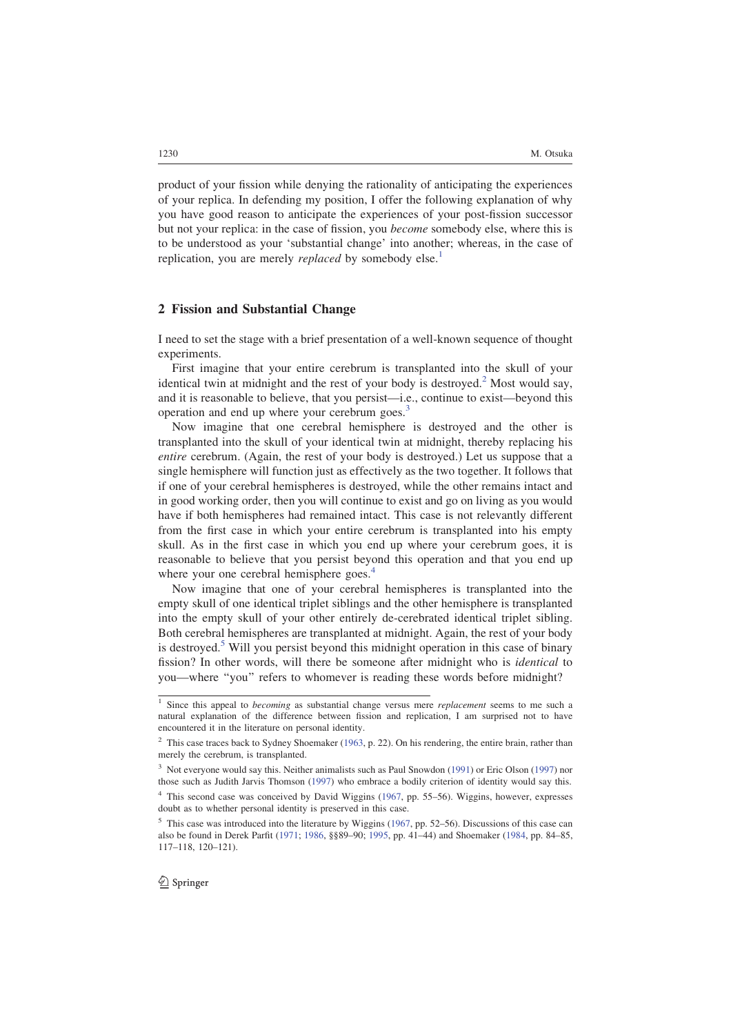product of your fission while denying the rationality of anticipating the experiences of your replica. In defending my position, I offer the following explanation of why you have good reason to anticipate the experiences of your post-fission successor but not your replica: in the case of fission, you *become* somebody else, where this is to be understood as your 'substantial change' into another; whereas, in the case of replication, you are merely *replaced* by somebody else.[1]

## 2 Fission and Substantial Change

I need to set the stage with a brief presentation of a well-known sequence of thought experiments.

First imagine that your entire cerebrum is transplanted into the skull of your identical twin at midnight and the rest of your body is destroyed.[2] Most would say, and it is reasonable to believe, that you persist—i.e., continue to exist—beyond this operation and end up where your cerebrum goes.[3]

Now imagine that one cerebral hemisphere is destroyed and the other is transplanted into the skull of your identical twin at midnight, thereby replacing his *entire* cerebrum. (Again, the rest of your body is destroyed.) Let us suppose that a single hemisphere will function just as effectively as the two together. It follows that if one of your cerebral hemispheres is destroyed, while the other remains intact and in good working order, then you will continue to exist and go on living as you would have if both hemispheres had remained intact. This case is not relevantly different from the first case in which your entire cerebrum is transplanted into his empty skull. As in the first case in which you end up where your cerebrum goes, it is reasonable to believe that you persist beyond this operation and that you end up where your one cerebral hemisphere goes.[4]

Now imagine that one of your cerebral hemispheres is transplanted into the empty skull of one identical triplet siblings and the other hemisphere is transplanted into the empty skull of your other entirely de-cerebrated identical triplet sibling. Both cerebral hemispheres are transplanted at midnight. Again, the rest of your body is destroyed.[5] Will you persist beyond this midnight operation in this case of binary fission? In other words, will there be someone after midnight who is *identical* to you—where "you" refers to whomever is reading these words before midnight?

---

[1] Since this appeal to *becoming* as substantial change versus mere *replacement* seems to me such a natural explanation of the difference between fission and replication, I am surprised not to have encountered it in the literature on personal identity.

[2] This case traces back to Sydney Shoemaker (1963, p. 22). On his rendering, the entire brain, rather than merely the cerebrum, is transplanted.

[3] Not everyone would say this. Neither animalists such as Paul Snowdon (1991) or Eric Olson (1997) nor those such as Judith Jarvis Thomson (1997) who embrace a bodily criterion of identity would say this.

[4] This second case was conceived by David Wiggins (1967, pp. 55–56). Wiggins, however, expresses doubt as to whether personal identity is preserved in this case.

[5] This case was introduced into the literature by Wiggins (1967, pp. 52–56). Discussions of this case can also be found in Derek Parfit (1971; 1986, §§89–90; 1995, pp. 41–44) and Shoemaker (1984, pp. 84–85, 117–118, 120–121).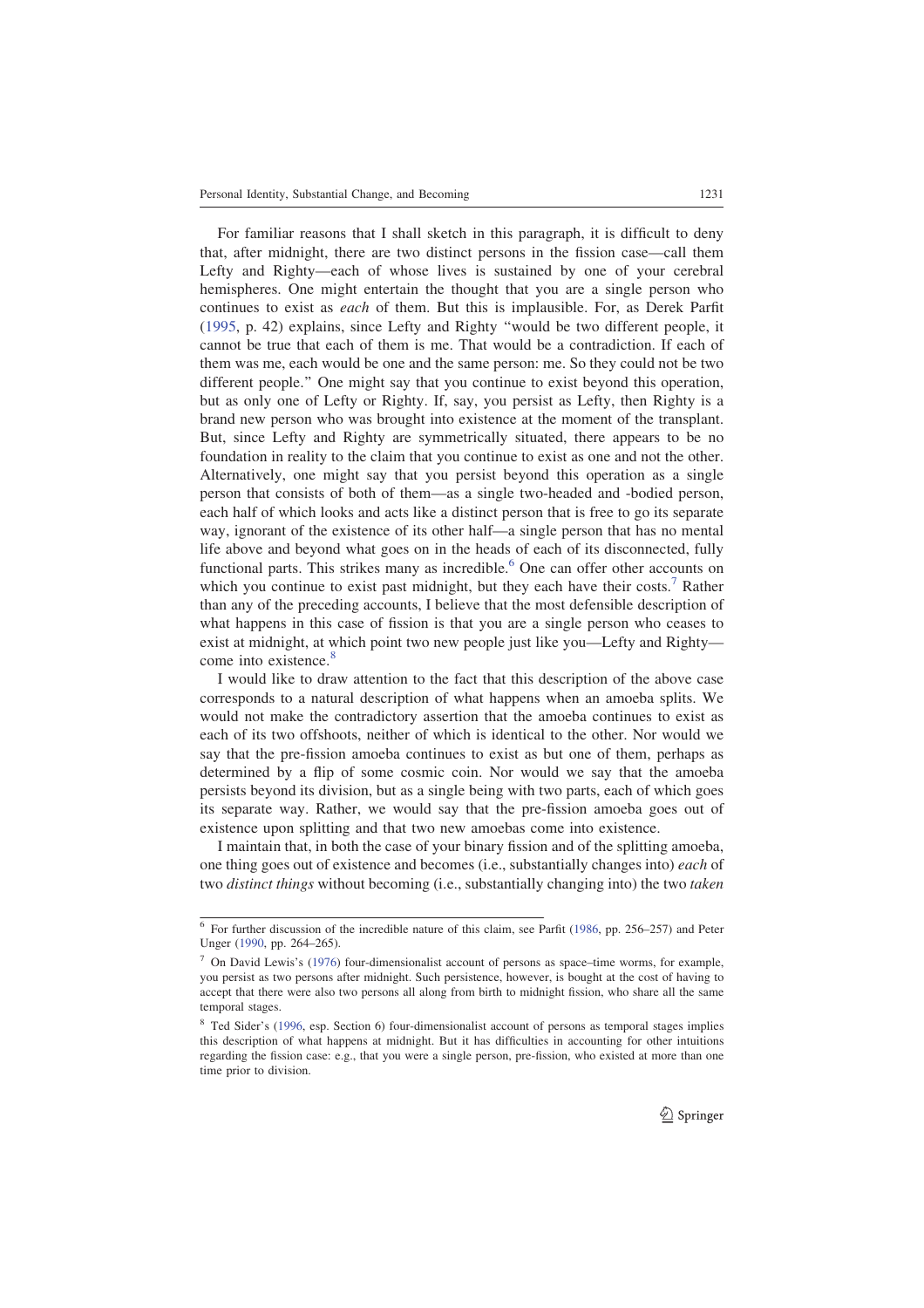For familiar reasons that I shall sketch in this paragraph, it is difficult to deny that, after midnight, there are two distinct persons in the fission case—call them Lefty and Righty—each of whose lives is sustained by one of your cerebral hemispheres. One might entertain the thought that you are a single person who continues to exist as *each* of them. But this is implausible. For, as Derek Parfit (1995, p. 42) explains, since Lefty and Righty "would be two different people, it cannot be true that each of them is me. That would be a contradiction. If each of them was me, each would be one and the same person: me. So they could not be two different people." One might say that you continue to exist beyond this operation, but as only one of Lefty or Righty. If, say, you persist as Lefty, then Righty is a brand new person who was brought into existence at the moment of the transplant. But, since Lefty and Righty are symmetrically situated, there appears to be no foundation in reality to the claim that you continue to exist as one and not the other. Alternatively, one might say that you persist beyond this operation as a single person that consists of both of them—as a single two-headed and -bodied person, each half of which looks and acts like a distinct person that is free to go its separate way, ignorant of the existence of its other half—a single person that has no mental life above and beyond what goes on in the heads of each of its disconnected, fully functional parts. This strikes many as incredible.[6] One can offer other accounts on which you continue to exist past midnight, but they each have their costs.[7] Rather than any of the preceding accounts, I believe that the most defensible description of what happens in this case of fission is that you are a single person who ceases to exist at midnight, at which point two new people just like you—Lefty and Righty—come into existence.[8]

I would like to draw attention to the fact that this description of the above case corresponds to a natural description of what happens when an amoeba splits. We would not make the contradictory assertion that the amoeba continues to exist as each of its two offshoots, neither of which is identical to the other. Nor would we say that the pre-fission amoeba continues to exist as but one of them, perhaps as determined by a flip of some cosmic coin. Nor would we say that the amoeba persists beyond its division, but as a single being with two parts, each of which goes its separate way. Rather, we would say that the pre-fission amoeba goes out of existence upon splitting and that two new amoebas come into existence.

I maintain that, in both the case of your binary fission and of the splitting amoeba, one thing goes out of existence and becomes (i.e., substantially changes into) *each* of two *distinct things* without becoming (i.e., substantially changing into) the two *taken*

---

[6] For further discussion of the incredible nature of this claim, see Parfit (1986, pp. 256–257) and Peter Unger (1990, pp. 264–265).

[7] On David Lewis's (1976) four-dimensionalist account of persons as space–time worms, for example, you persist as two persons after midnight. Such persistence, however, is bought at the cost of having to accept that there were also two persons all along from birth to midnight fission, who share all the same temporal stages.

[8] Ted Sider's (1996, esp. Section 6) four-dimensionalist account of persons as temporal stages implies this description of what happens at midnight. But it has difficulties in accounting for other intuitions regarding the fission case: e.g., that you were a single person, pre-fission, who existed at more than one time prior to division.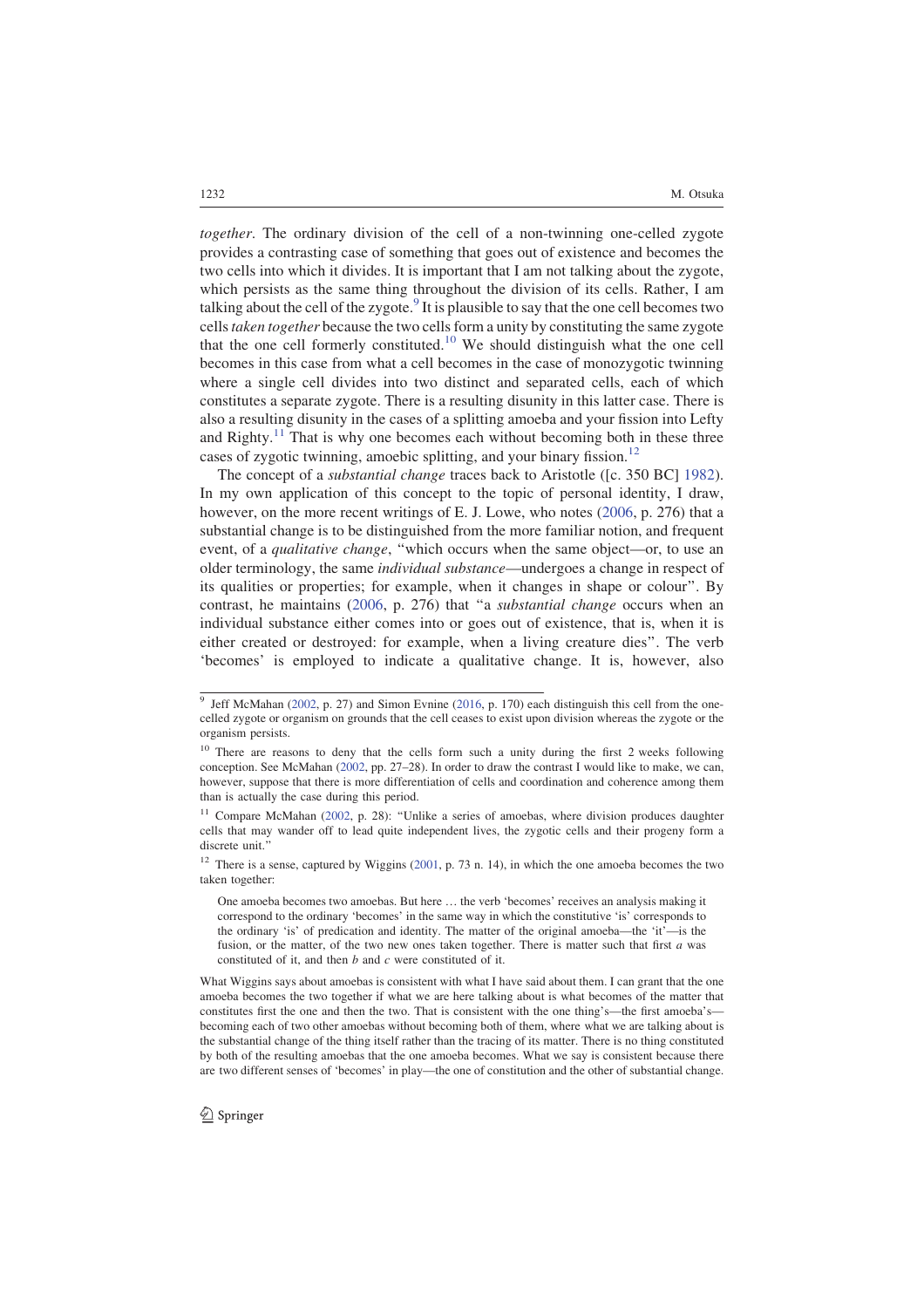*together*. The ordinary division of the cell of a non-twinning one-celled zygote provides a contrasting case of something that goes out of existence and becomes the two cells into which it divides. It is important that I am not talking about the zygote, which persists as the same thing throughout the division of its cells. Rather, I am talking about the cell of the zygote.[9] It is plausible to say that the one cell becomes two cells *taken together* because the two cells form a unity by constituting the same zygote that the one cell formerly constituted.[10] We should distinguish what the one cell becomes in this case from what a cell becomes in the case of monozygotic twinning where a single cell divides into two distinct and separated cells, each of which constitutes a separate zygote. There is a resulting disunity in this latter case. There is also a resulting disunity in the cases of a splitting amoeba and your fission into Lefty and Righty.[11] That is why one becomes each without becoming both in these three cases of zygotic twinning, amoebic splitting, and your binary fission.[12]

The concept of a *substantial change* traces back to Aristotle ([c. 350 BC] 1982). In my own application of this concept to the topic of personal identity, I draw, however, on the more recent writings of E. J. Lowe, who notes (2006, p. 276) that a substantial change is to be distinguished from the more familiar notion, and frequent event, of a *qualitative change*, "which occurs when the same object—or, to use an older terminology, the same *individual substance*—undergoes a change in respect of its qualities or properties; for example, when it changes in shape or colour". By contrast, he maintains (2006, p. 276) that "a *substantial change* occurs when an individual substance either comes into or goes out of existence, that is, when it is either created or destroyed: for example, when a living creature dies". The verb 'becomes' is employed to indicate a qualitative change. It is, however, also

---

[9] Jeff McMahan (2002, p. 27) and Simon Evnine (2016, p. 170) each distinguish this cell from the one-celled zygote or organism on grounds that the cell ceases to exist upon division whereas the zygote or the organism persists.

[10] There are reasons to deny that the cells form such a unity during the first 2 weeks following conception. See McMahan (2002, pp. 27–28). In order to draw the contrast I would like to make, we can, however, suppose that there is more differentiation of cells and coordination and coherence among them than is actually the case during this period.

[11] Compare McMahan (2002, p. 28): "Unlike a series of amoebas, where division produces daughter cells that may wander off to lead quite independent lives, the zygotic cells and their progeny form a discrete unit."

[12] There is a sense, captured by Wiggins (2001, p. 73 n. 14), in which the one amoeba becomes the two taken together:

> One amoeba becomes two amoebas. But here … the verb 'becomes' receives an analysis making it correspond to the ordinary 'becomes' in the same way in which the constitutive 'is' corresponds to the ordinary 'is' of predication and identity. The matter of the original amoeba—the 'it'—is the fusion, or the matter, of the two new ones taken together. There is matter such that first *a* was constituted of it, and then *b* and *c* were constituted of it.

What Wiggins says about amoebas is consistent with what I have said about them. I can grant that the one amoeba becomes the two together if what we are here talking about is what becomes of the matter that constitutes first the one and then the two. That is consistent with the one thing's—the first amoeba's—becoming each of two other amoebas without becoming both of them, where what we are talking about is the substantial change of the thing itself rather than the tracing of its matter. There is no thing constituted by both of the resulting amoebas that the one amoeba becomes. What we say is consistent because there are two different senses of 'becomes' in play—the one of constitution and the other of substantial change.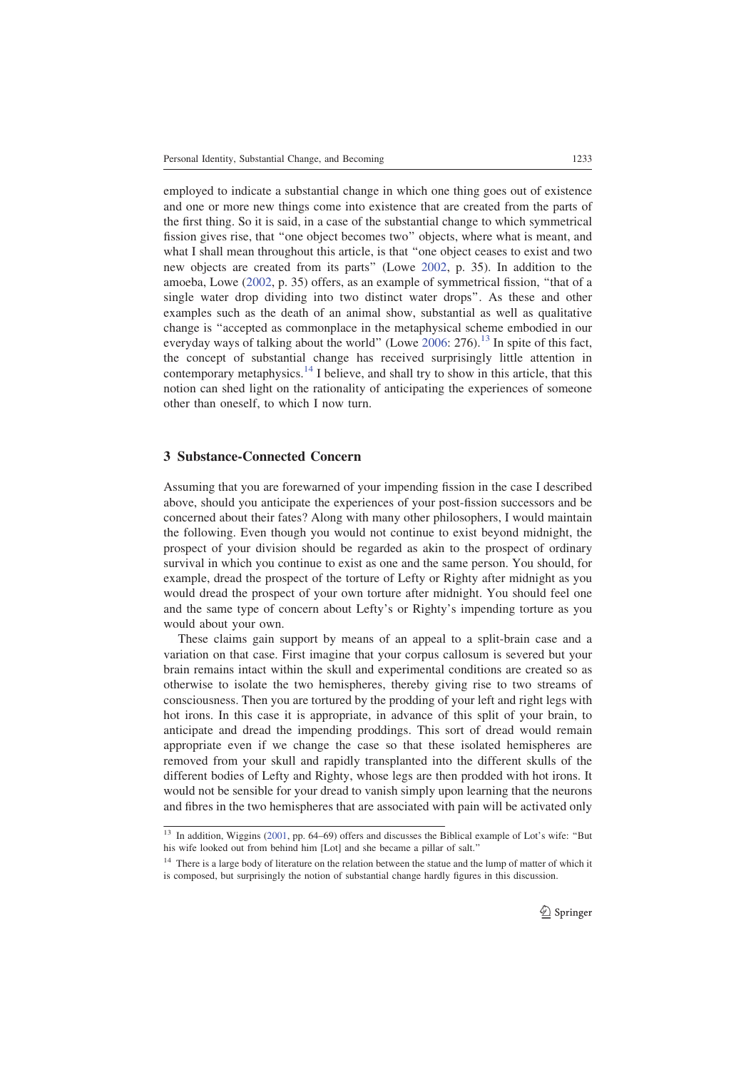employed to indicate a substantial change in which one thing goes out of existence and one or more new things come into existence that are created from the parts of the first thing. So it is said, in a case of the substantial change to which symmetrical fission gives rise, that "one object becomes two" objects, where what is meant, and what I shall mean throughout this article, is that "one object ceases to exist and two new objects are created from its parts" (Lowe 2002, p. 35). In addition to the amoeba, Lowe (2002, p. 35) offers, as an example of symmetrical fission, "that of a single water drop dividing into two distinct water drops". As these and other examples such as the death of an animal show, substantial as well as qualitative change is "accepted as commonplace in the metaphysical scheme embodied in our everyday ways of talking about the world" (Lowe 2006: 276).[13] In spite of this fact, the concept of substantial change has received surprisingly little attention in contemporary metaphysics.[14] I believe, and shall try to show in this article, that this notion can shed light on the rationality of anticipating the experiences of someone other than oneself, to which I now turn.

## 3 Substance-Connected Concern

Assuming that you are forewarned of your impending fission in the case I described above, should you anticipate the experiences of your post-fission successors and be concerned about their fates? Along with many other philosophers, I would maintain the following. Even though you would not continue to exist beyond midnight, the prospect of your division should be regarded as akin to the prospect of ordinary survival in which you continue to exist as one and the same person. You should, for example, dread the prospect of the torture of Lefty or Righty after midnight as you would dread the prospect of your own torture after midnight. You should feel one and the same type of concern about Lefty's or Righty's impending torture as you would about your own.

These claims gain support by means of an appeal to a split-brain case and a variation on that case. First imagine that your corpus callosum is severed but your brain remains intact within the skull and experimental conditions are created so as otherwise to isolate the two hemispheres, thereby giving rise to two streams of consciousness. Then you are tortured by the prodding of your left and right legs with hot irons. In this case it is appropriate, in advance of this split of your brain, to anticipate and dread the impending proddings. This sort of dread would remain appropriate even if we change the case so that these isolated hemispheres are removed from your skull and rapidly transplanted into the different skulls of the different bodies of Lefty and Righty, whose legs are then prodded with hot irons. It would not be sensible for your dread to vanish simply upon learning that the neurons and fibres in the two hemispheres that are associated with pain will be activated only

---

[13] In addition, Wiggins (2001, pp. 64–69) offers and discusses the Biblical example of Lot's wife: "But his wife looked out from behind him [Lot] and she became a pillar of salt."

[14] There is a large body of literature on the relation between the statue and the lump of matter of which it is composed, but surprisingly the notion of substantial change hardly figures in this discussion.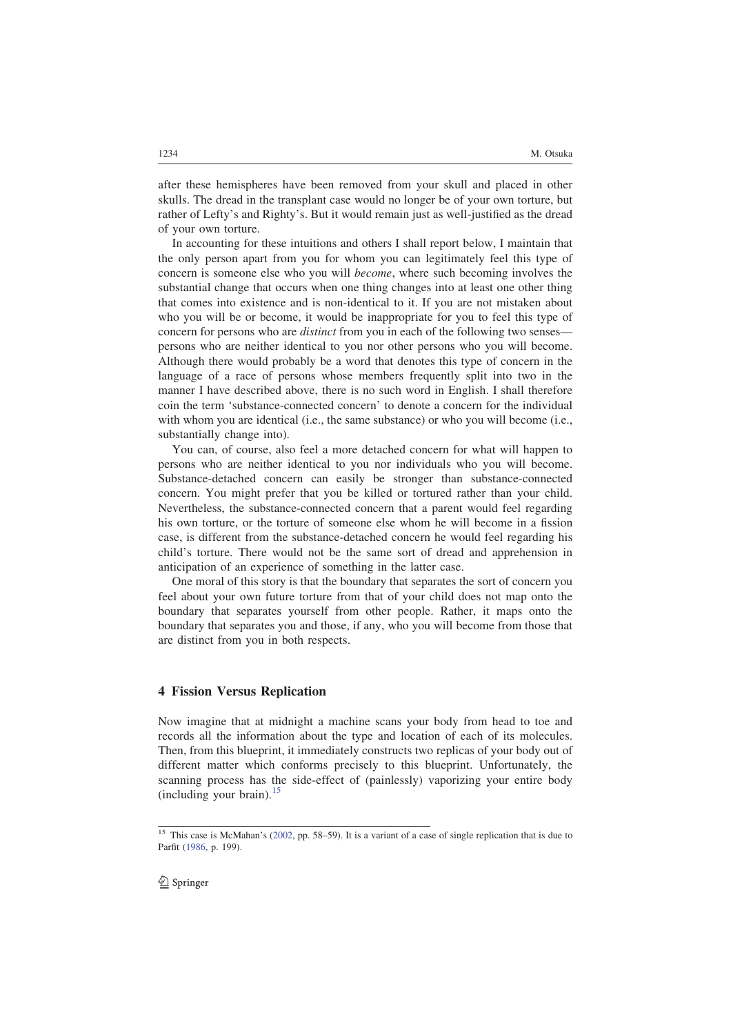after these hemispheres have been removed from your skull and placed in other skulls. The dread in the transplant case would no longer be of your own torture, but rather of Lefty's and Righty's. But it would remain just as well-justified as the dread of your own torture.

In accounting for these intuitions and others I shall report below, I maintain that the only person apart from you for whom you can legitimately feel this type of concern is someone else who you will *become*, where such becoming involves the substantial change that occurs when one thing changes into at least one other thing that comes into existence and is non-identical to it. If you are not mistaken about who you will be or become, it would be inappropriate for you to feel this type of concern for persons who are *distinct* from you in each of the following two senses—persons who are neither identical to you nor other persons who you will become. Although there would probably be a word that denotes this type of concern in the language of a race of persons whose members frequently split into two in the manner I have described above, there is no such word in English. I shall therefore coin the term 'substance-connected concern' to denote a concern for the individual with whom you are identical (i.e., the same substance) or who you will become (i.e., substantially change into).

You can, of course, also feel a more detached concern for what will happen to persons who are neither identical to you nor individuals who you will become. Substance-detached concern can easily be stronger than substance-connected concern. You might prefer that you be killed or tortured rather than your child. Nevertheless, the substance-connected concern that a parent would feel regarding his own torture, or the torture of someone else whom he will become in a fission case, is different from the substance-detached concern he would feel regarding his child's torture. There would not be the same sort of dread and apprehension in anticipation of an experience of something in the latter case.

One moral of this story is that the boundary that separates the sort of concern you feel about your own future torture from that of your child does not map onto the boundary that separates yourself from other people. Rather, it maps onto the boundary that separates you and those, if any, who you will become from those that are distinct from you in both respects.

## 4 Fission Versus Replication

Now imagine that at midnight a machine scans your body from head to toe and records all the information about the type and location of each of its molecules. Then, from this blueprint, it immediately constructs two replicas of your body out of different matter which conforms precisely to this blueprint. Unfortunately, the scanning process has the side-effect of (painlessly) vaporizing your entire body (including your brain).[15]

[15] This case is McMahan's (2002, pp. 58–59). It is a variant of a case of single replication that is due to Parfit (1986, p. 199).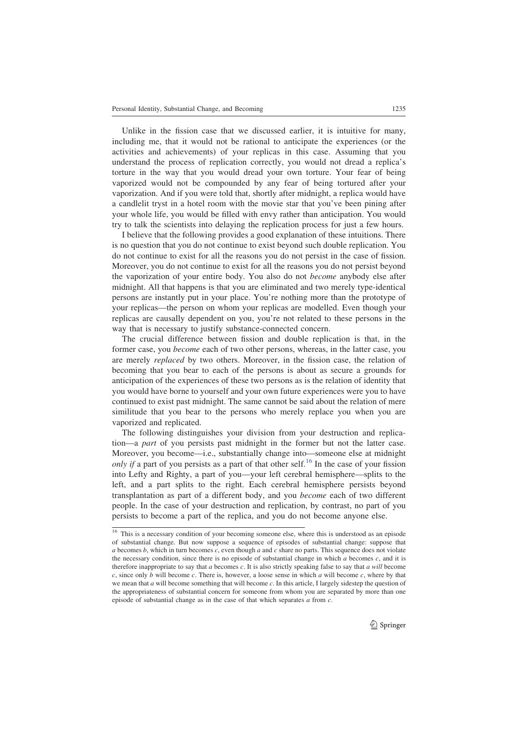Unlike in the fission case that we discussed earlier, it is intuitive for many, including me, that it would not be rational to anticipate the experiences (or the activities and achievements) of your replicas in this case. Assuming that you understand the process of replication correctly, you would not dread a replica's torture in the way that you would dread your own torture. Your fear of being vaporized would not be compounded by any fear of being tortured after your vaporization. And if you were told that, shortly after midnight, a replica would have a candlelit tryst in a hotel room with the movie star that you've been pining after your whole life, you would be filled with envy rather than anticipation. You would try to talk the scientists into delaying the replication process for just a few hours.

I believe that the following provides a good explanation of these intuitions. There is no question that you do not continue to exist beyond such double replication. You do not continue to exist for all the reasons you do not persist in the case of fission. Moreover, you do not continue to exist for all the reasons you do not persist beyond the vaporization of your entire body. You also do not *become* anybody else after midnight. All that happens is that you are eliminated and two merely type-identical persons are instantly put in your place. You're nothing more than the prototype of your replicas—the person on whom your replicas are modelled. Even though your replicas are causally dependent on you, you're not related to these persons in the way that is necessary to justify substance-connected concern.

The crucial difference between fission and double replication is that, in the former case, you *become* each of two other persons, whereas, in the latter case, you are merely *replaced* by two others. Moreover, in the fission case, the relation of becoming that you bear to each of the persons is about as secure a grounds for anticipation of the experiences of these two persons as is the relation of identity that you would have borne to yourself and your own future experiences were you to have continued to exist past midnight. The same cannot be said about the relation of mere similitude that you bear to the persons who merely replace you when you are vaporized and replicated.

The following distinguishes your division from your destruction and replication—a *part* of you persists past midnight in the former but not the latter case. Moreover, you become—i.e., substantially change into—someone else at midnight *only if* a part of you persists as a part of that other self.[16] In the case of your fission into Lefty and Righty, a part of you—your left cerebral hemisphere—splits to the left, and a part splits to the right. Each cerebral hemisphere persists beyond transplantation as part of a different body, and you *become* each of two different people. In the case of your destruction and replication, by contrast, no part of you persists to become a part of the replica, and you do not become anyone else.

[16] This is a necessary condition of your becoming someone else, where this is understood as an episode of substantial change. But now suppose a sequence of episodes of substantial change: suppose that $a$ becomes $b$, which in turn becomes $c$, even though $a$ and $c$ share no parts. This sequence does not violate the necessary condition, since there is no episode of substantial change in which $a$ becomes $c$, and it is therefore inappropriate to say that $a$ becomes $c$. It is also strictly speaking false to say that $a$ *will* become $c$, since only $b$ will become $c$. There is, however, a loose sense in which $a$ will become $c$, where by that we mean that $a$ will become something that will become $c$. In this article, I largely sidestep the question of the appropriateness of substantial concern for someone from whom you are separated by more than one episode of substantial change as in the case of that which separates $a$ from $c$.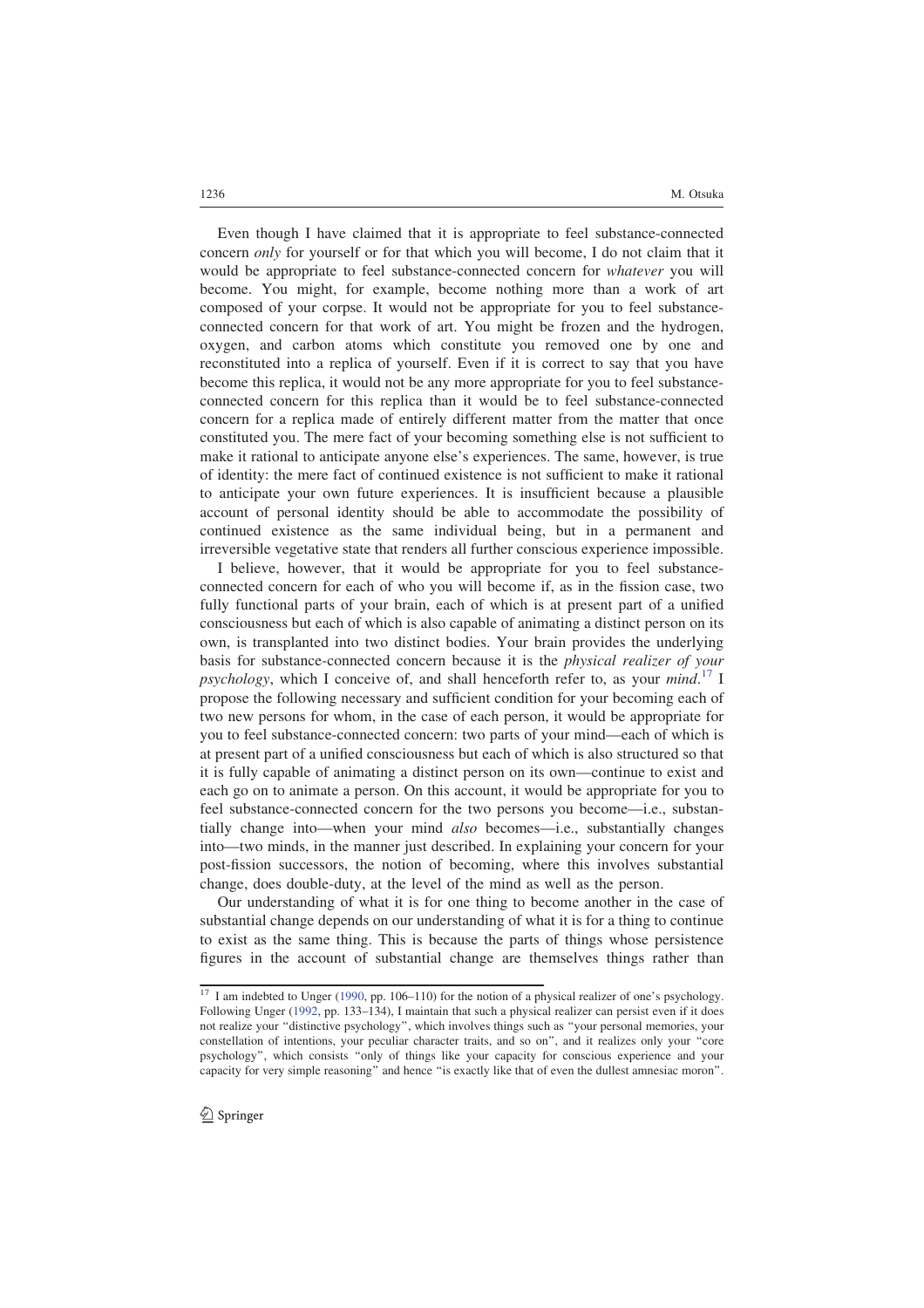Even though I have claimed that it is appropriate to feel substance-connected concern *only* for yourself or for that which you will become, I do not claim that it would be appropriate to feel substance-connected concern for *whatever* you will become. You might, for example, become nothing more than a work of art composed of your corpse. It would not be appropriate for you to feel substance-connected concern for that work of art. You might be frozen and the hydrogen, oxygen, and carbon atoms which constitute you removed one by one and reconstituted into a replica of yourself. Even if it is correct to say that you have become this replica, it would not be any more appropriate for you to feel substance-connected concern for this replica than it would be to feel substance-connected concern for a replica made of entirely different matter from the matter that once constituted you. The mere fact of your becoming something else is not sufficient to make it rational to anticipate anyone else's experiences. The same, however, is true of identity: the mere fact of continued existence is not sufficient to make it rational to anticipate your own future experiences. It is insufficient because a plausible account of personal identity should be able to accommodate the possibility of continued existence as the same individual being, but in a permanent and irreversible vegetative state that renders all further conscious experience impossible.

I believe, however, that it would be appropriate for you to feel substance-connected concern for each of who you will become if, as in the fission case, two fully functional parts of your brain, each of which is at present part of a unified consciousness but each of which is also capable of animating a distinct person on its own, is transplanted into two distinct bodies. Your brain provides the underlying basis for substance-connected concern because it is the *physical realizer of your psychology*, which I conceive of, and shall henceforth refer to, as your *mind*.[17] I propose the following necessary and sufficient condition for your becoming each of two new persons for whom, in the case of each person, it would be appropriate for you to feel substance-connected concern: two parts of your mind—each of which is at present part of a unified consciousness but each of which is also structured so that it is fully capable of animating a distinct person on its own—continue to exist and each go on to animate a person. On this account, it would be appropriate for you to feel substance-connected concern for the two persons you become—i.e., substantially change into—when your mind *also* becomes—i.e., substantially changes into—two minds, in the manner just described. In explaining your concern for your post-fission successors, the notion of becoming, where this involves substantial change, does double-duty, at the level of the mind as well as the person.

Our understanding of what it is for one thing to become another in the case of substantial change depends on our understanding of what it is for a thing to continue to exist as the same thing. This is because the parts of things whose persistence figures in the account of substantial change are themselves things rather than

[17] I am indebted to Unger (1990, pp. 106–110) for the notion of a physical realizer of one's psychology. Following Unger (1992, pp. 133–134), I maintain that such a physical realizer can persist even if it does not realize your "distinctive psychology", which involves things such as "your personal memories, your constellation of intentions, your peculiar character traits, and so on", and it realizes only your "core psychology", which consists "only of things like your capacity for conscious experience and your capacity for very simple reasoning" and hence "is exactly like that of even the dullest amnesiac moron".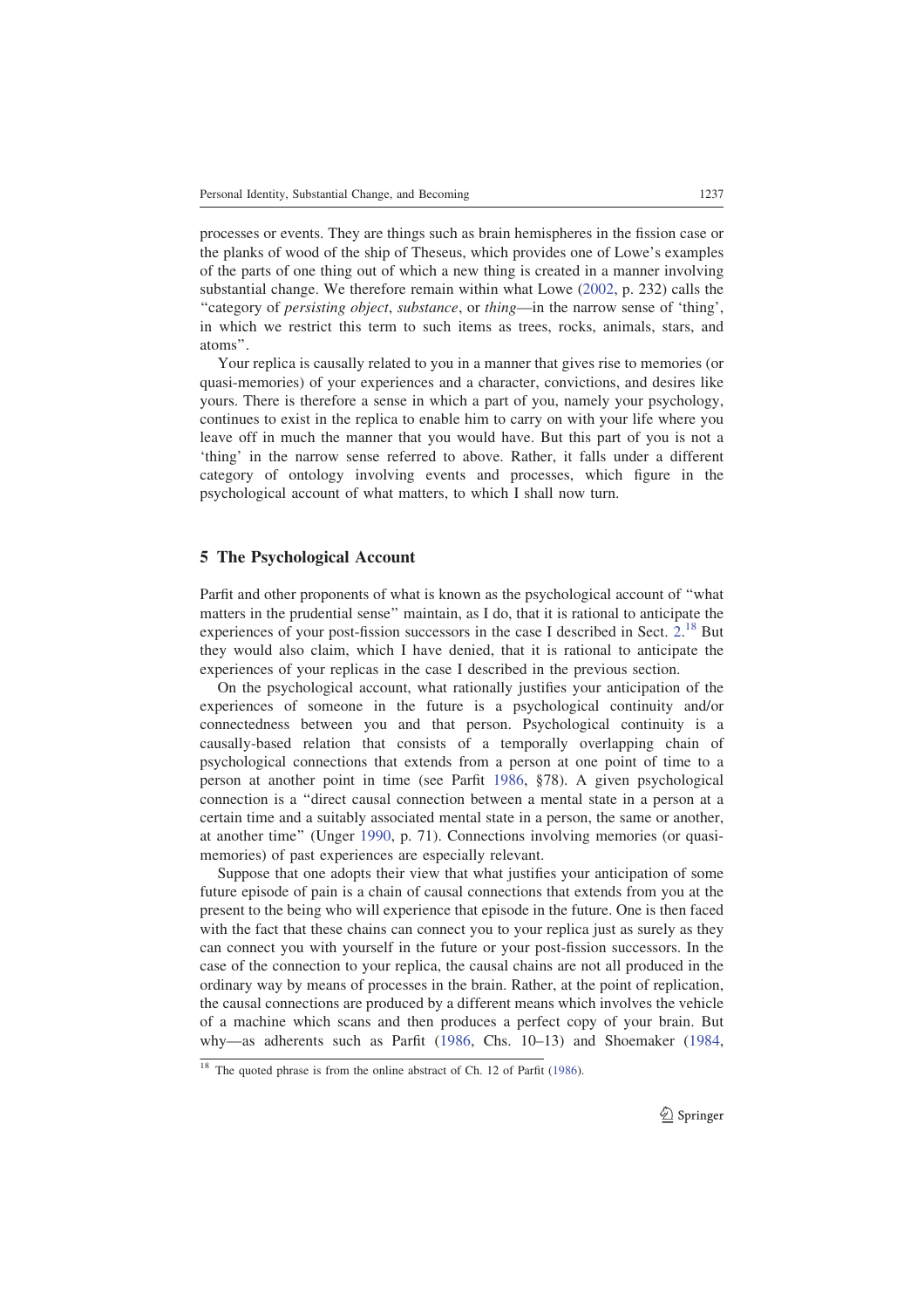processes or events. They are things such as brain hemispheres in the fission case or the planks of wood of the ship of Theseus, which provides one of Lowe's examples of the parts of one thing out of which a new thing is created in a manner involving substantial change. We therefore remain within what Lowe (2002, p. 232) calls the "category of *persisting object*, *substance*, or *thing*—in the narrow sense of 'thing', in which we restrict this term to such items as trees, rocks, animals, stars, and atoms".

Your replica is causally related to you in a manner that gives rise to memories (or quasi-memories) of your experiences and a character, convictions, and desires like yours. There is therefore a sense in which a part of you, namely your psychology, continues to exist in the replica to enable him to carry on with your life where you leave off in much the manner that you would have. But this part of you is not a 'thing' in the narrow sense referred to above. Rather, it falls under a different category of ontology involving events and processes, which figure in the psychological account of what matters, to which I shall now turn.

## 5 The Psychological Account

Parfit and other proponents of what is known as the psychological account of "what matters in the prudential sense" maintain, as I do, that it is rational to anticipate the experiences of your post-fission successors in the case I described in Sect. 2.[18] But they would also claim, which I have denied, that it is rational to anticipate the experiences of your replicas in the case I described in the previous section.

On the psychological account, what rationally justifies your anticipation of the experiences of someone in the future is a psychological continuity and/or connectedness between you and that person. Psychological continuity is a causally-based relation that consists of a temporally overlapping chain of psychological connections that extends from a person at one point of time to a person at another point in time (see Parfit 1986, §78). A given psychological connection is a "direct causal connection between a mental state in a person at a certain time and a suitably associated mental state in a person, the same or another, at another time" (Unger 1990, p. 71). Connections involving memories (or quasi-memories) of past experiences are especially relevant.

Suppose that one adopts their view that what justifies your anticipation of some future episode of pain is a chain of causal connections that extends from you at the present to the being who will experience that episode in the future. One is then faced with the fact that these chains can connect you to your replica just as surely as they can connect you with yourself in the future or your post-fission successors. In the case of the connection to your replica, the causal chains are not all produced in the ordinary way by means of processes in the brain. Rather, at the point of replication, the causal connections are produced by a different means which involves the vehicle of a machine which scans and then produces a perfect copy of your brain. But why—as adherents such as Parfit (1986, Chs. 10–13) and Shoemaker (1984,

[18] The quoted phrase is from the online abstract of Ch. 12 of Parfit (1986).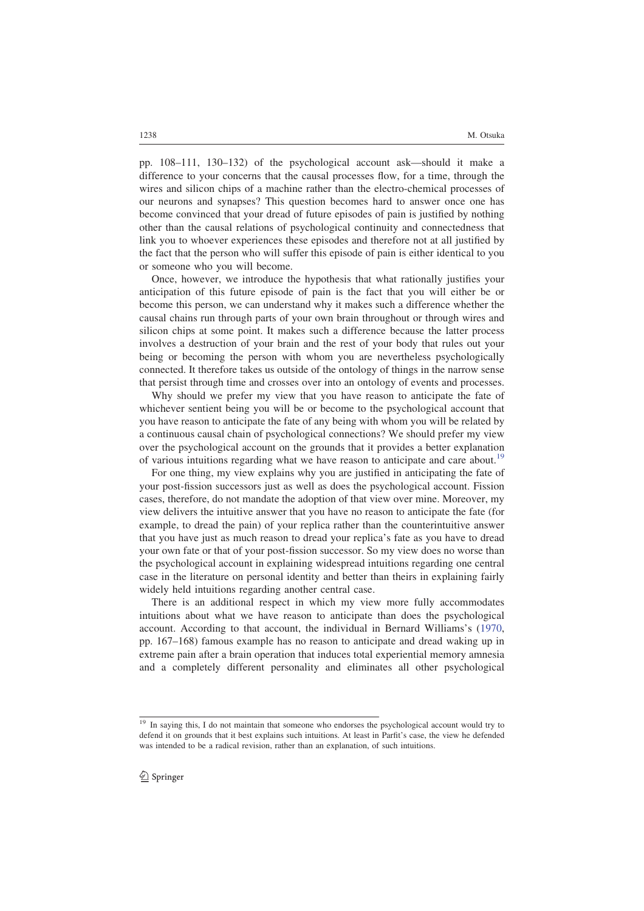pp. 108–111, 130–132) of the psychological account ask—should it make a difference to your concerns that the causal processes flow, for a time, through the wires and silicon chips of a machine rather than the electro-chemical processes of our neurons and synapses? This question becomes hard to answer once one has become convinced that your dread of future episodes of pain is justified by nothing other than the causal relations of psychological continuity and connectedness that link you to whoever experiences these episodes and therefore not at all justified by the fact that the person who will suffer this episode of pain is either identical to you or someone who you will become.

Once, however, we introduce the hypothesis that what rationally justifies your anticipation of this future episode of pain is the fact that you will either be or become this person, we can understand why it makes such a difference whether the causal chains run through parts of your own brain throughout or through wires and silicon chips at some point. It makes such a difference because the latter process involves a destruction of your brain and the rest of your body that rules out your being or becoming the person with whom you are nevertheless psychologically connected. It therefore takes us outside of the ontology of things in the narrow sense that persist through time and crosses over into an ontology of events and processes.

Why should we prefer my view that you have reason to anticipate the fate of whichever sentient being you will be or become to the psychological account that you have reason to anticipate the fate of any being with whom you will be related by a continuous causal chain of psychological connections? We should prefer my view over the psychological account on the grounds that it provides a better explanation of various intuitions regarding what we have reason to anticipate and care about.[19]

For one thing, my view explains why you are justified in anticipating the fate of your post-fission successors just as well as does the psychological account. Fission cases, therefore, do not mandate the adoption of that view over mine. Moreover, my view delivers the intuitive answer that you have no reason to anticipate the fate (for example, to dread the pain) of your replica rather than the counterintuitive answer that you have just as much reason to dread your replica's fate as you have to dread your own fate or that of your post-fission successor. So my view does no worse than the psychological account in explaining widespread intuitions regarding one central case in the literature on personal identity and better than theirs in explaining fairly widely held intuitions regarding another central case.

There is an additional respect in which my view more fully accommodates intuitions about what we have reason to anticipate than does the psychological account. According to that account, the individual in Bernard Williams's (1970, pp. 167–168) famous example has no reason to anticipate and dread waking up in extreme pain after a brain operation that induces total experiential memory amnesia and a completely different personality and eliminates all other psychological

[19] In saying this, I do not maintain that someone who endorses the psychological account would try to defend it on grounds that it best explains such intuitions. At least in Parfit's case, the view he defended was intended to be a radical revision, rather than an explanation, of such intuitions.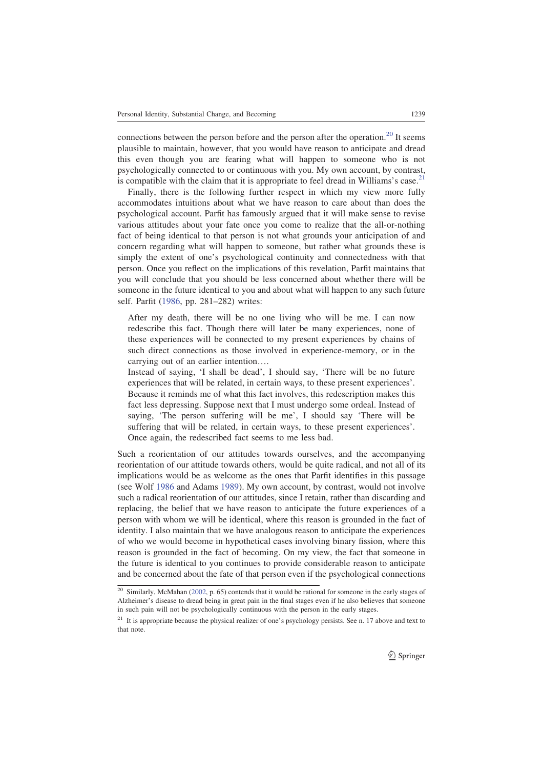connections between the person before and the person after the operation.[20] It seems plausible to maintain, however, that you would have reason to anticipate and dread this even though you are fearing what will happen to someone who is not psychologically connected to or continuous with you. My own account, by contrast, is compatible with the claim that it is appropriate to feel dread in Williams's case.[21]

Finally, there is the following further respect in which my view more fully accommodates intuitions about what we have reason to care about than does the psychological account. Parfit has famously argued that it will make sense to revise various attitudes about your fate once you come to realize that the all-or-nothing fact of being identical to that person is not what grounds your anticipation of and concern regarding what will happen to someone, but rather what grounds these is simply the extent of one's psychological continuity and connectedness with that person. Once you reflect on the implications of this revelation, Parfit maintains that you will conclude that you should be less concerned about whether there will be someone in the future identical to you and about what will happen to any such future self. Parfit (1986, pp. 281–282) writes:

> After my death, there will be no one living who will be me. I can now redescribe this fact. Though there will later be many experiences, none of these experiences will be connected to my present experiences by chains of such direct connections as those involved in experience-memory, or in the carrying out of an earlier intention….
>
> Instead of saying, 'I shall be dead', I should say, 'There will be no future experiences that will be related, in certain ways, to these present experiences'. Because it reminds me of what this fact involves, this redescription makes this fact less depressing. Suppose next that I must undergo some ordeal. Instead of saying, 'The person suffering will be me', I should say 'There will be suffering that will be related, in certain ways, to these present experiences'. Once again, the redescribed fact seems to me less bad.

Such a reorientation of our attitudes towards ourselves, and the accompanying reorientation of our attitude towards others, would be quite radical, and not all of its implications would be as welcome as the ones that Parfit identifies in this passage (see Wolf 1986 and Adams 1989). My own account, by contrast, would not involve such a radical reorientation of our attitudes, since I retain, rather than discarding and replacing, the belief that we have reason to anticipate the future experiences of a person with whom we will be identical, where this reason is grounded in the fact of identity. I also maintain that we have analogous reason to anticipate the experiences of who we would become in hypothetical cases involving binary fission, where this reason is grounded in the fact of becoming. On my view, the fact that someone in the future is identical to you continues to provide considerable reason to anticipate and be concerned about the fate of that person even if the psychological connections

---

[20] Similarly, McMahan (2002, p. 65) contends that it would be rational for someone in the early stages of Alzheimer's disease to dread being in great pain in the final stages even if he also believes that someone in such pain will not be psychologically continuous with the person in the early stages.

[21] It is appropriate because the physical realizer of one's psychology persists. See n. 17 above and text to that note.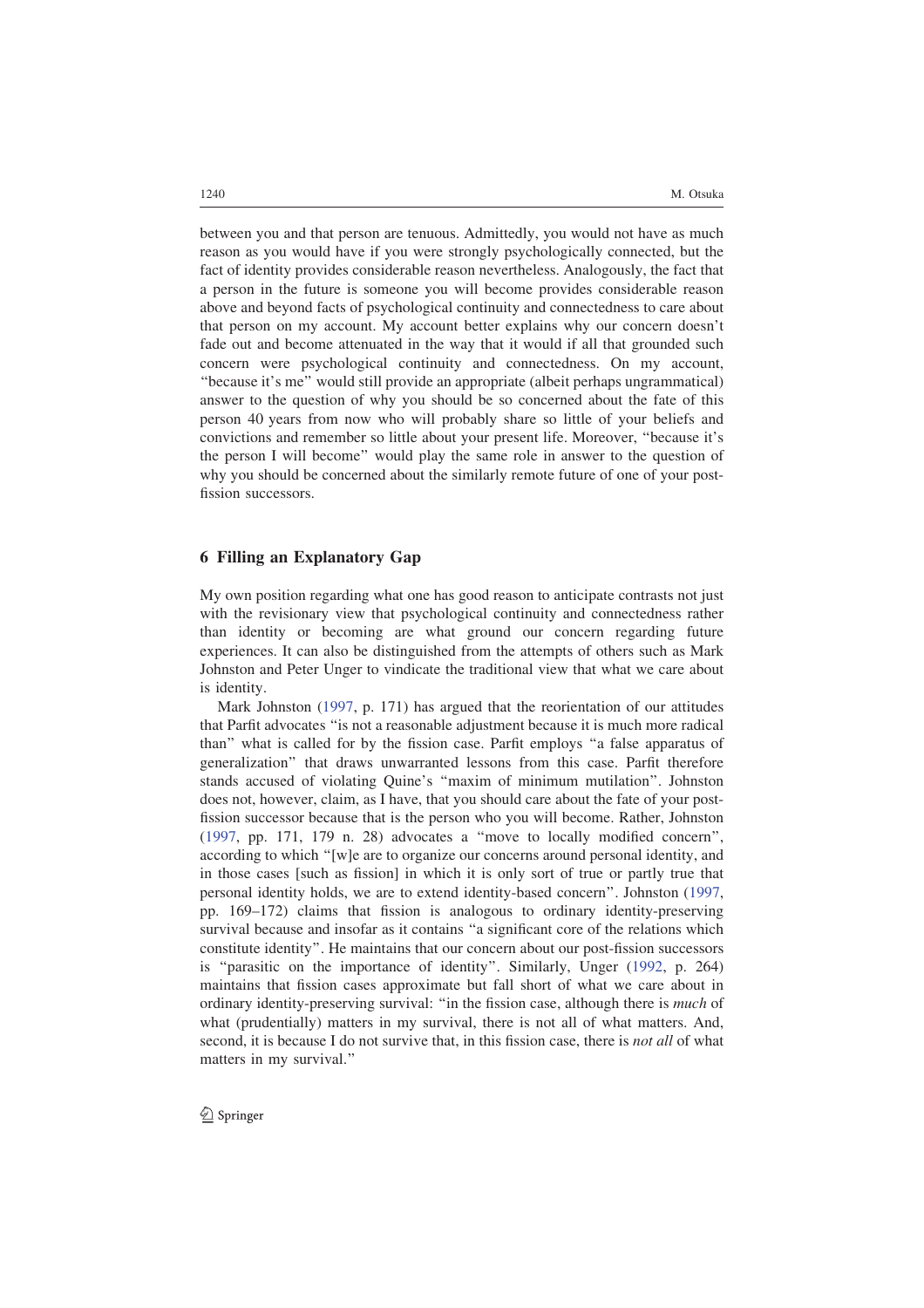between you and that person are tenuous. Admittedly, you would not have as much reason as you would have if you were strongly psychologically connected, but the fact of identity provides considerable reason nevertheless. Analogously, the fact that a person in the future is someone you will become provides considerable reason above and beyond facts of psychological continuity and connectedness to care about that person on my account. My account better explains why our concern doesn't fade out and become attenuated in the way that it would if all that grounded such concern were psychological continuity and connectedness. On my account, "because it's me" would still provide an appropriate (albeit perhaps ungrammatical) answer to the question of why you should be so concerned about the fate of this person 40 years from now who will probably share so little of your beliefs and convictions and remember so little about your present life. Moreover, "because it's the person I will become" would play the same role in answer to the question of why you should be concerned about the similarly remote future of one of your post-fission successors.

## 6 Filling an Explanatory Gap

My own position regarding what one has good reason to anticipate contrasts not just with the revisionary view that psychological continuity and connectedness rather than identity or becoming are what ground our concern regarding future experiences. It can also be distinguished from the attempts of others such as Mark Johnston and Peter Unger to vindicate the traditional view that what we care about is identity.

Mark Johnston (1997, p. 171) has argued that the reorientation of our attitudes that Parfit advocates "is not a reasonable adjustment because it is much more radical than" what is called for by the fission case. Parfit employs "a false apparatus of generalization" that draws unwarranted lessons from this case. Parfit therefore stands accused of violating Quine's "maxim of minimum mutilation". Johnston does not, however, claim, as I have, that you should care about the fate of your post-fission successor because that is the person who you will become. Rather, Johnston (1997, pp. 171, 179 n. 28) advocates a "move to locally modified concern", according to which "[w]e are to organize our concerns around personal identity, and in those cases [such as fission] in which it is only sort of true or partly true that personal identity holds, we are to extend identity-based concern". Johnston (1997, pp. 169–172) claims that fission is analogous to ordinary identity-preserving survival because and insofar as it contains "a significant core of the relations which constitute identity". He maintains that our concern about our post-fission successors is "parasitic on the importance of identity". Similarly, Unger (1992, p. 264) maintains that fission cases approximate but fall short of what we care about in ordinary identity-preserving survival: "in the fission case, although there is *much* of what (prudentially) matters in my survival, there is not all of what matters. And, second, it is because I do not survive that, in this fission case, there is *not all* of what matters in my survival."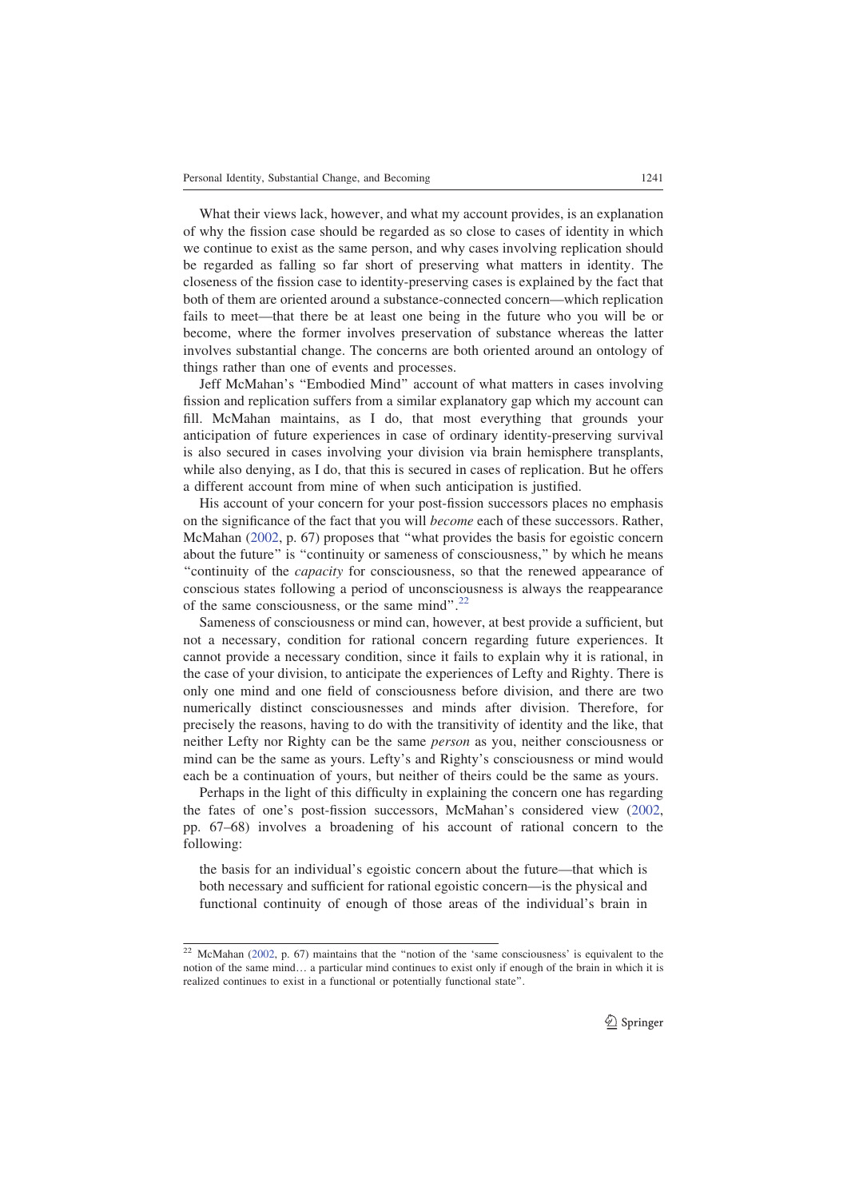What their views lack, however, and what my account provides, is an explanation of why the fission case should be regarded as so close to cases of identity in which we continue to exist as the same person, and why cases involving replication should be regarded as falling so far short of preserving what matters in identity. The closeness of the fission case to identity-preserving cases is explained by the fact that both of them are oriented around a substance-connected concern—which replication fails to meet—that there be at least one being in the future who you will be or become, where the former involves preservation of substance whereas the latter involves substantial change. The concerns are both oriented around an ontology of things rather than one of events and processes.

Jeff McMahan's "Embodied Mind" account of what matters in cases involving fission and replication suffers from a similar explanatory gap which my account can fill. McMahan maintains, as I do, that most everything that grounds your anticipation of future experiences in case of ordinary identity-preserving survival is also secured in cases involving your division via brain hemisphere transplants, while also denying, as I do, that this is secured in cases of replication. But he offers a different account from mine of when such anticipation is justified.

His account of your concern for your post-fission successors places no emphasis on the significance of the fact that you will *become* each of these successors. Rather, McMahan (2002, p. 67) proposes that "what provides the basis for egoistic concern about the future" is "continuity or sameness of consciousness," by which he means "continuity of the *capacity* for consciousness, so that the renewed appearance of conscious states following a period of unconsciousness is always the reappearance of the same consciousness, or the same mind".[22]

Sameness of consciousness or mind can, however, at best provide a sufficient, but not a necessary, condition for rational concern regarding future experiences. It cannot provide a necessary condition, since it fails to explain why it is rational, in the case of your division, to anticipate the experiences of Lefty and Righty. There is only one mind and one field of consciousness before division, and there are two numerically distinct consciousnesses and minds after division. Therefore, for precisely the reasons, having to do with the transitivity of identity and the like, that neither Lefty nor Righty can be the same *person* as you, neither consciousness or mind can be the same as yours. Lefty's and Righty's consciousness or mind would each be a continuation of yours, but neither of theirs could be the same as yours.

Perhaps in the light of this difficulty in explaining the concern one has regarding the fates of one's post-fission successors, McMahan's considered view (2002, pp. 67–68) involves a broadening of his account of rational concern to the following:

> the basis for an individual's egoistic concern about the future—that which is both necessary and sufficient for rational egoistic concern—is the physical and functional continuity of enough of those areas of the individual's brain in

[22] McMahan (2002, p. 67) maintains that the "notion of the 'same consciousness' is equivalent to the notion of the same mind… a particular mind continues to exist only if enough of the brain in which it is realized continues to exist in a functional or potentially functional state".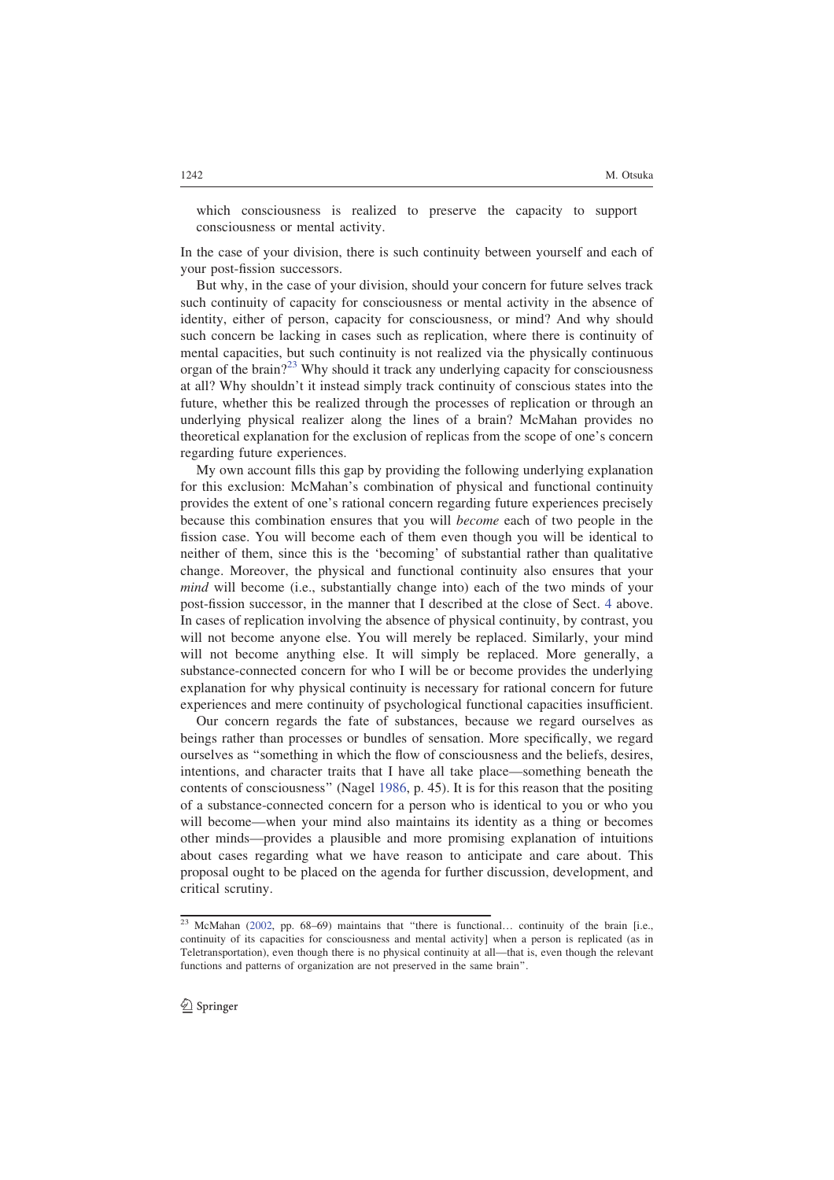which consciousness is realized to preserve the capacity to support consciousness or mental activity.

In the case of your division, there is such continuity between yourself and each of your post-fission successors.

But why, in the case of your division, should your concern for future selves track such continuity of capacity for consciousness or mental activity in the absence of identity, either of person, capacity for consciousness, or mind? And why should such concern be lacking in cases such as replication, where there is continuity of mental capacities, but such continuity is not realized via the physically continuous organ of the brain?[23] Why should it track any underlying capacity for consciousness at all? Why shouldn't it instead simply track continuity of conscious states into the future, whether this be realized through the processes of replication or through an underlying physical realizer along the lines of a brain? McMahan provides no theoretical explanation for the exclusion of replicas from the scope of one's concern regarding future experiences.

My own account fills this gap by providing the following underlying explanation for this exclusion: McMahan's combination of physical and functional continuity provides the extent of one's rational concern regarding future experiences precisely because this combination ensures that you will *become* each of two people in the fission case. You will become each of them even though you will be identical to neither of them, since this is the 'becoming' of substantial rather than qualitative change. Moreover, the physical and functional continuity also ensures that your *mind* will become (i.e., substantially change into) each of the two minds of your post-fission successor, in the manner that I described at the close of Sect. 4 above. In cases of replication involving the absence of physical continuity, by contrast, you will not become anyone else. You will merely be replaced. Similarly, your mind will not become anything else. It will simply be replaced. More generally, a substance-connected concern for who I will be or become provides the underlying explanation for why physical continuity is necessary for rational concern for future experiences and mere continuity of psychological functional capacities insufficient.

Our concern regards the fate of substances, because we regard ourselves as beings rather than processes or bundles of sensation. More specifically, we regard ourselves as "something in which the flow of consciousness and the beliefs, desires, intentions, and character traits that I have all take place—something beneath the contents of consciousness" (Nagel 1986, p. 45). It is for this reason that the positing of a substance-connected concern for a person who is identical to you or who you will become—when your mind also maintains its identity as a thing or becomes other minds—provides a plausible and more promising explanation of intuitions about cases regarding what we have reason to anticipate and care about. This proposal ought to be placed on the agenda for further discussion, development, and critical scrutiny.

---

[23] McMahan (2002, pp. 68–69) maintains that "there is functional… continuity of the brain [i.e., continuity of its capacities for consciousness and mental activity] when a person is replicated (as in Teletransportation), even though there is no physical continuity at all—that is, even though the relevant functions and patterns of organization are not preserved in the same brain".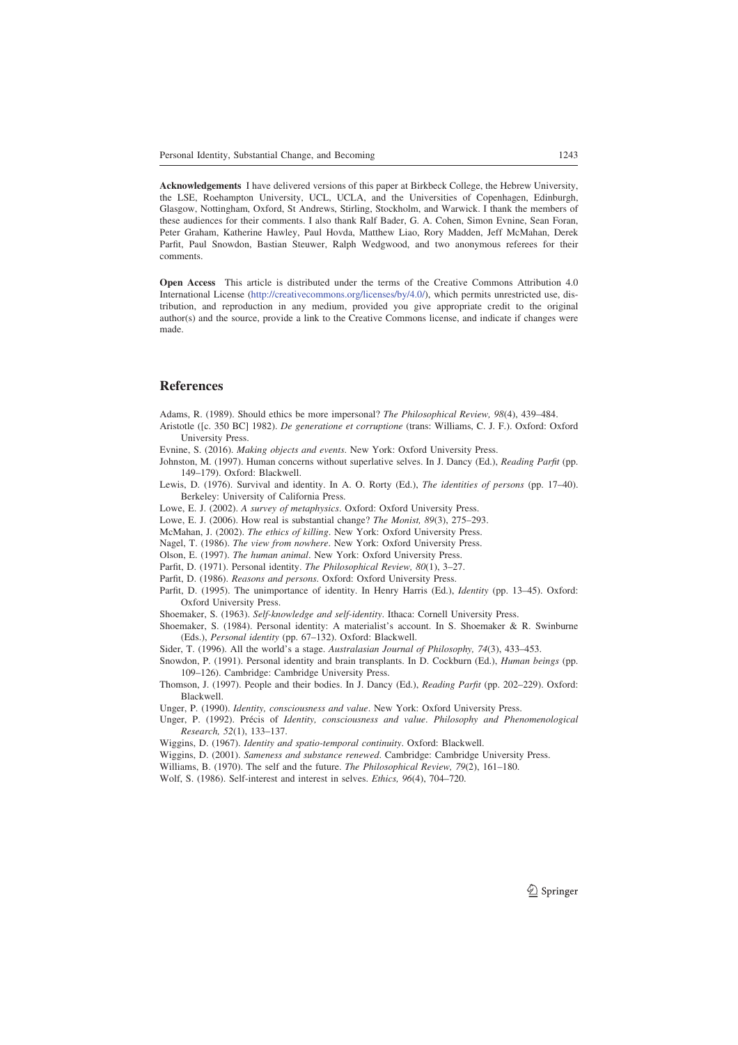**Acknowledgements** I have delivered versions of this paper at Birkbeck College, the Hebrew University, the LSE, Roehampton University, UCL, UCLA, and the Universities of Copenhagen, Edinburgh, Glasgow, Nottingham, Oxford, St Andrews, Stirling, Stockholm, and Warwick. I thank the members of these audiences for their comments. I also thank Ralf Bader, G. A. Cohen, Simon Evnine, Sean Foran, Peter Graham, Katherine Hawley, Paul Hovda, Matthew Liao, Rory Madden, Jeff McMahan, Derek Parfit, Paul Snowdon, Bastian Steuwer, Ralph Wedgwood, and two anonymous referees for their comments.

**Open Access** This article is distributed under the terms of the Creative Commons Attribution 4.0 International License (http://creativecommons.org/licenses/by/4.0/), which permits unrestricted use, distribution, and reproduction in any medium, provided you give appropriate credit to the original author(s) and the source, provide a link to the Creative Commons license, and indicate if changes were made.

## References

Adams, R. (1989). Should ethics be more impersonal? *The Philosophical Review, 98*(4), 439–484.

Aristotle ([c. 350 BC] 1982). *De generatione et corruptione* (trans: Williams, C. J. F.). Oxford: Oxford University Press.

Evnine, S. (2016). *Making objects and events*. New York: Oxford University Press.

Johnston, M. (1997). Human concerns without superlative selves. In J. Dancy (Ed.), *Reading Parfit* (pp. 149–179). Oxford: Blackwell.

Lewis, D. (1976). Survival and identity. In A. O. Rorty (Ed.), *The identities of persons* (pp. 17–40). Berkeley: University of California Press.

Lowe, E. J. (2002). *A survey of metaphysics*. Oxford: Oxford University Press.

Lowe, E. J. (2006). How real is substantial change? *The Monist, 89*(3), 275–293.

McMahan, J. (2002). *The ethics of killing*. New York: Oxford University Press.

Nagel, T. (1986). *The view from nowhere*. New York: Oxford University Press.

Olson, E. (1997). *The human animal*. New York: Oxford University Press.

Parfit, D. (1971). Personal identity. *The Philosophical Review, 80*(1), 3–27.

Parfit, D. (1986). *Reasons and persons*. Oxford: Oxford University Press.

Parfit, D. (1995). The unimportance of identity. In Henry Harris (Ed.), *Identity* (pp. 13–45). Oxford: Oxford University Press.

Shoemaker, S. (1963). *Self-knowledge and self-identity*. Ithaca: Cornell University Press.

Shoemaker, S. (1984). Personal identity: A materialist's account. In S. Shoemaker & R. Swinburne (Eds.), *Personal identity* (pp. 67–132). Oxford: Blackwell.

Sider, T. (1996). All the world's a stage. *Australasian Journal of Philosophy, 74*(3), 433–453.

Snowdon, P. (1991). Personal identity and brain transplants. In D. Cockburn (Ed.), *Human beings* (pp. 109–126). Cambridge: Cambridge University Press.

Thomson, J. (1997). People and their bodies. In J. Dancy (Ed.), *Reading Parfit* (pp. 202–229). Oxford: Blackwell.

Unger, P. (1990). *Identity, consciousness and value*. New York: Oxford University Press.

Unger, P. (1992). Précis of *Identity, consciousness and value*. *Philosophy and Phenomenological Research, 52*(1), 133–137.

Wiggins, D. (1967). *Identity and spatio-temporal continuity*. Oxford: Blackwell.

Wiggins, D. (2001). *Sameness and substance renewed*. Cambridge: Cambridge University Press.

Williams, B. (1970). The self and the future. *The Philosophical Review, 79*(2), 161–180.

Wolf, S. (1986). Self-interest and interest in selves. *Ethics, 96*(4), 704–720.